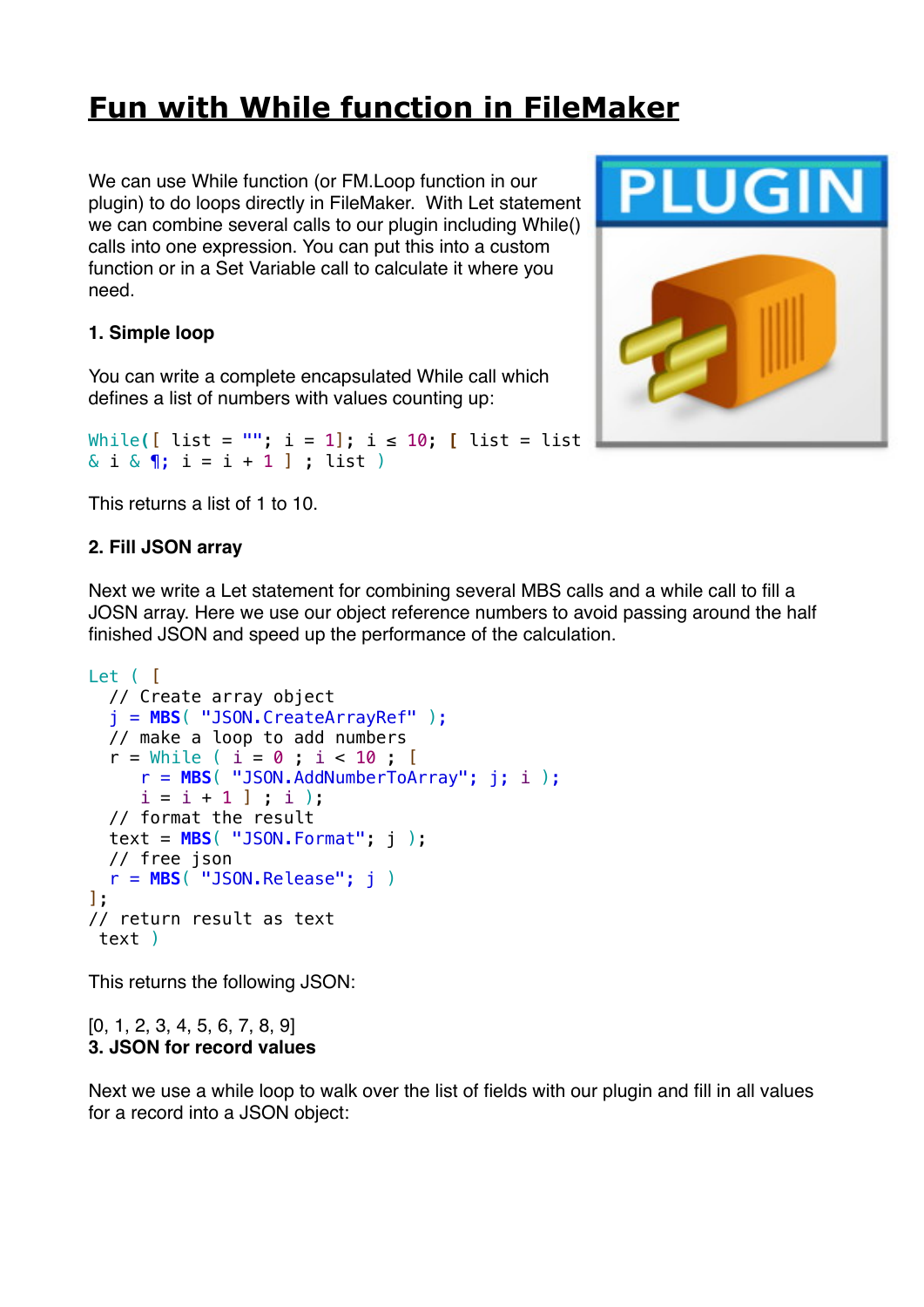# Fun with While function in FileMaker

We can use While function (or FM.Loop function in our plugin) to do loops directly in FileMaker. With Let statement we can combine several calls to our plugin including While() calls into one expression. You can put this into a custom function or in a Set Variable call to calculate it where you need.

### 1. Simple loop

You can write a complete encapsulated While call which defines a list of numbers with values counting up:

```
While([ list = ""; i = 1]; i ≤ 10; [ list = list
& i & ¶; i = i + 1 ] ; list )
```

This returns a list of 1 to 10.

### 2. Fill JSON array

Next we write a Let statement for combining several MBS calls and a while call to fill a JOSN array. Here we use our object reference numbers to avoid passing around the half finished JSON and speed up the performance of the calculation.

```
Let ( [
  // Create array object
  j = MBS( "JSON.CreateArrayRef" );
  // make a loop to add numbers
  r = While ( i = 0 ; i < 10 ; [
     r = MBS( "JSON.AddNumberToArray"; j; i );
     i = i + 1 ] ; i );
  // format the result
  text = MBS( "JSON.Format"; j );
  // free json
  r = MBS( "JSON.Release"; j )
];
// return result as text
 text )
```

This returns the following JSON:

[0, 1, 2, 3, 4, 5, 6, 7, 8, 9]

### 3. JSON for record values

Next we use a while loop to walk over the list of fields with our plugin and fill in all values for a record into a JSON object: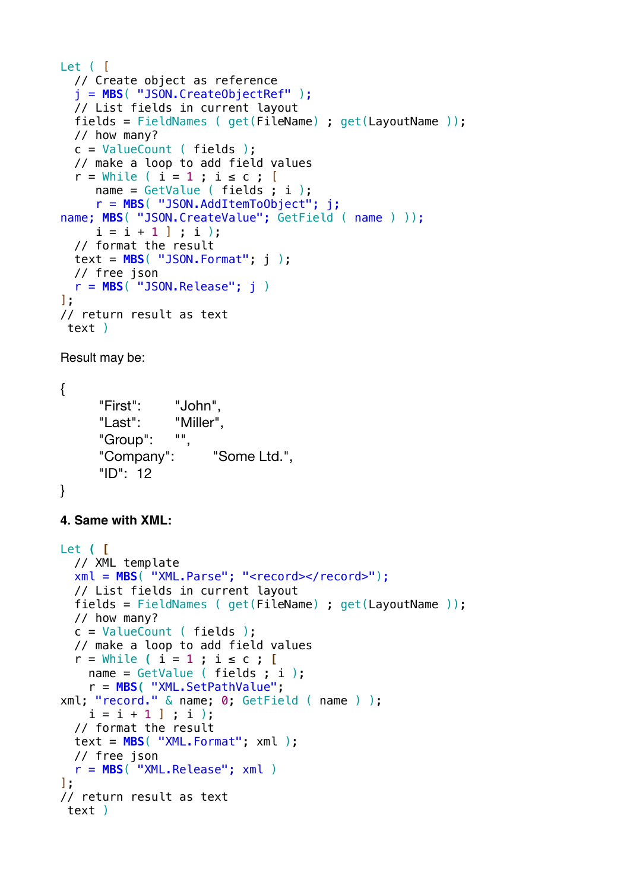```
Let ( [
  // Create object as reference
  j = MBS( "JSON.CreateObjectRef" );
  // List fields in current layout
  fields = FieldNames ( get(FileName) ; get(LayoutName ));
  // how many?
  c = ValueCount ( fields );
  // make a loop to add field values
  r = While ( i = 1 ; i ≤ c ; [
     name = GetValue ( fields ; i );
     r = MBS( "JSON.AddItemToObject"; j;
name; MBS( "JSON.CreateValue"; GetField ( name ) ));
     i = i + 1 ] ; i );
  // format the result
  text = MBS( "JSON.Format"; j );
  // free json
  r = MBS( "JSON.Release"; j )
];
// return result as text
 text )
```

Result may be:

```
{
        "First":        "John",
        "Last":         "Miller",
        "Group":        "",
        "Company":        "Some Ltd.",
        "ID":  12
}
```

**4. Same with XML:**

```
Let ( [
  // XML template
  xml = MBS( "XML.Parse"; "<record></record>");
  // List fields in current layout
  fields = FieldNames ( get(FileName) ; get(LayoutName ));
  // how many?
  c = ValueCount ( fields );
  // make a loop to add field values
  r = While ( i = 1 ; i ≤ c ; [
    name = GetValue ( fields ; i );
    r = MBS( "XML.SetPathValue";
xml; "record." & name; 0; GetField ( name ) );
    i = i + 1 ] ; i );
  // format the result
  text = MBS( "XML.Format"; xml );
  // free json
  r = MBS( "XML.Release"; xml )
];
// return result as text
 text )
```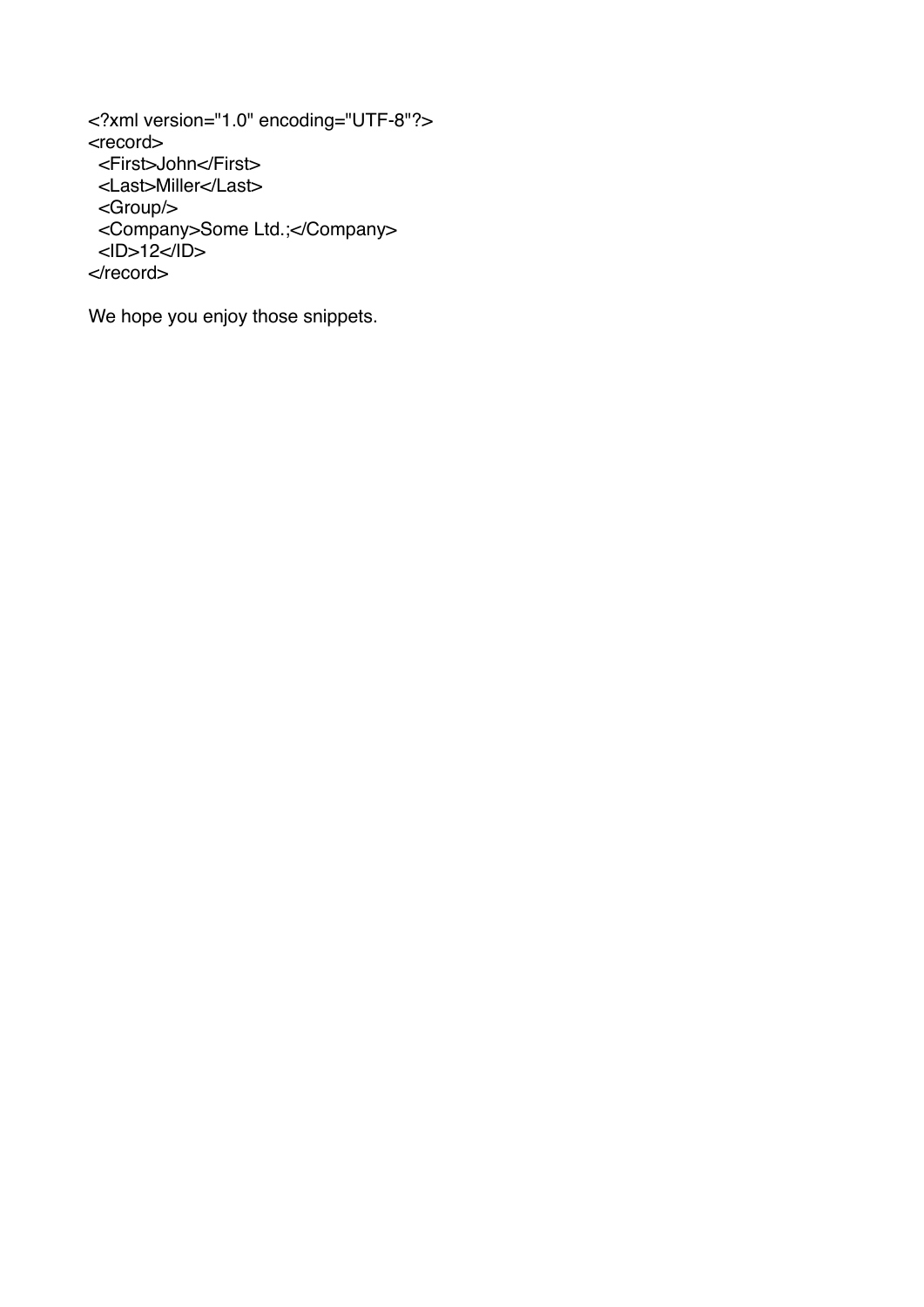```xml
<?xml version="1.0" encoding="UTF-8"?>
<record>
  <First>John</First>
  <Last>Miller</Last>
  <Group/>
  <Company>Some Ltd.;</Company>
  <ID>12</ID>
</record>
```

We hope you enjoy those snippets.